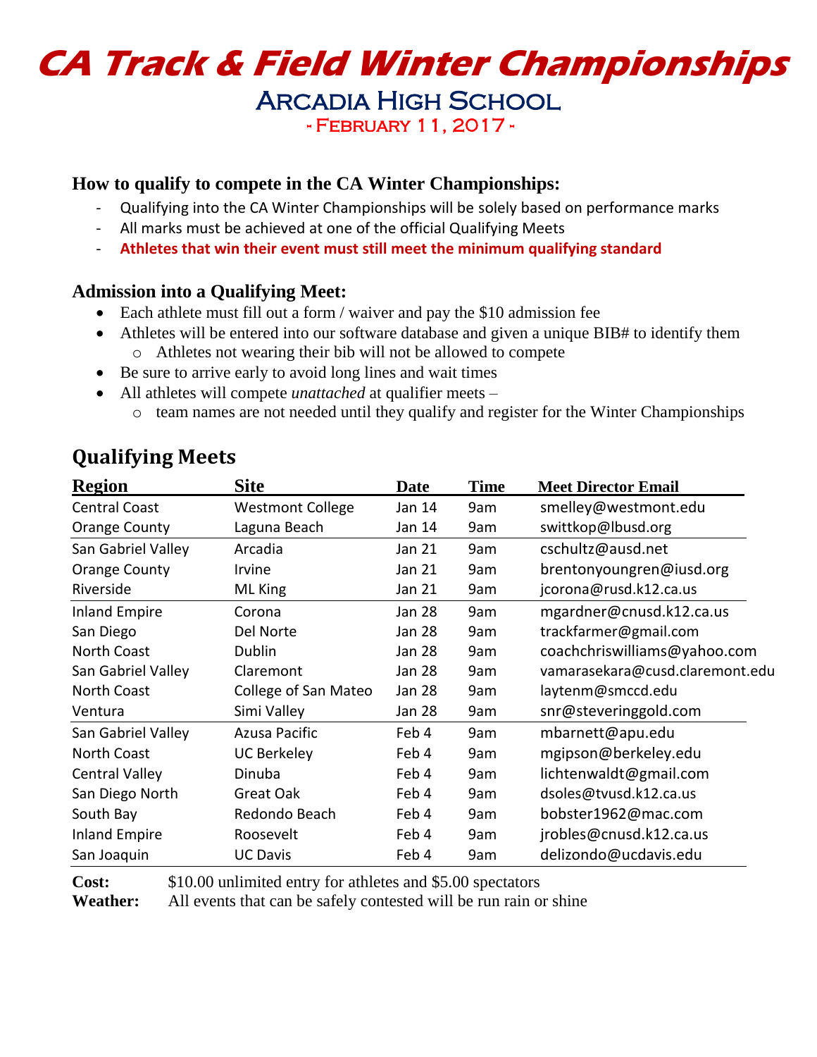# CA Track & Field Winter Championships

## Arcadia High School

### - February 11, 2017 -

**How to qualify to compete in the CA Winter Championships:**

- Qualifying into the CA Winter Championships will be solely based on performance marks
- All marks must be achieved at one of the official Qualifying Meets
- **Athletes that win their event must still meet the minimum qualifying standard**

**Admission into a Qualifying Meet:**

- Each athlete must fill out a form / waiver and pay the $10 admission fee
- Athletes will be entered into our software database and given a unique BIB# to identify them
  - Athletes not wearing their bib will not be allowed to compete
- Be sure to arrive early to avoid long lines and wait times
- All athletes will compete *unattached* at qualifier meets –
  - team names are not needed until they qualify and register for the Winter Championships

## Qualifying Meets

| Region | Site | Date | Time | Meet Director Email |
|---|---|---|---|---|
| Central Coast | Westmont College | Jan 14 | 9am | smelley@westmont.edu |
| Orange County | Laguna Beach | Jan 14 | 9am | swittkop@lbusd.org |
| San Gabriel Valley | Arcadia | Jan 21 | 9am | cschultz@ausd.net |
| Orange County | Irvine | Jan 21 | 9am | brentonyoungren@iusd.org |
| Riverside | ML King | Jan 21 | 9am | jcorona@rusd.k12.ca.us |
| Inland Empire | Corona | Jan 28 | 9am | mgardner@cnusd.k12.ca.us |
| San Diego | Del Norte | Jan 28 | 9am | trackfarmer@gmail.com |
| North Coast | Dublin | Jan 28 | 9am | coachchriswilliams@yahoo.com |
| San Gabriel Valley | Claremont | Jan 28 | 9am | vamarasekara@cusd.claremont.edu |
| North Coast | College of San Mateo | Jan 28 | 9am | laytenm@smccd.edu |
| Ventura | Simi Valley | Jan 28 | 9am | snr@steveringgold.com |
| San Gabriel Valley | Azusa Pacific | Feb 4 | 9am | mbarnett@apu.edu |
| North Coast | UC Berkeley | Feb 4 | 9am | mgipson@berkeley.edu |
| Central Valley | Dinuba | Feb 4 | 9am | lichtenwaldt@gmail.com |
| San Diego North | Great Oak | Feb 4 | 9am | dsoles@tvusd.k12.ca.us |
| South Bay | Redondo Beach | Feb 4 | 9am | bobster1962@mac.com |
| Inland Empire | Roosevelt | Feb 4 | 9am | jrobles@cnusd.k12.ca.us |
| San Joaquin | UC Davis | Feb 4 | 9am | delizondo@ucdavis.edu |

**Cost:** $10.00 unlimited entry for athletes and $5.00 spectators

**Weather:** All events that can be safely contested will be run rain or shine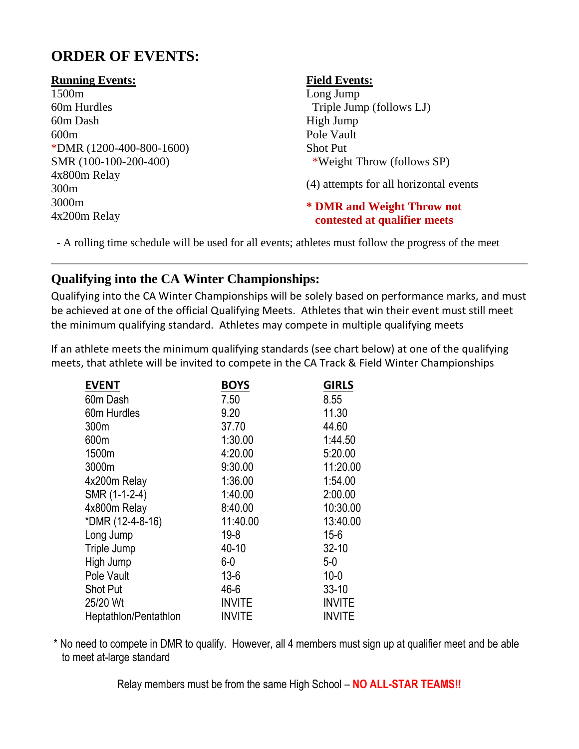# ORDER OF EVENTS:

**Running Events:**

1500m
60m Hurdles
60m Dash
600m
*DMR (1200-400-800-1600)
SMR (100-100-200-400)
4x800m Relay
300m
3000m
4x200m Relay

**Field Events:**

Long Jump
Triple Jump (follows LJ)
High Jump
Pole Vault
Shot Put
*Weight Throw (follows SP)

(4) attempts for all horizontal events

**\* DMR and Weight Throw not contested at qualifier meets**

- A rolling time schedule will be used for all events; athletes must follow the progress of the meet

---

## Qualifying into the CA Winter Championships:

Qualifying into the CA Winter Championships will be solely based on performance marks, and must be achieved at one of the official Qualifying Meets. Athletes that win their event must still meet the minimum qualifying standard. Athletes may compete in multiple qualifying meets

If an athlete meets the minimum qualifying standards (see chart below) at one of the qualifying meets, that athlete will be invited to compete in the CA Track & Field Winter Championships

| EVENT | BOYS | GIRLS |
|---|---|---|
| 60m Dash | 7.50 | 8.55 |
| 60m Hurdles | 9.20 | 11.30 |
| 300m | 37.70 | 44.60 |
| 600m | 1:30.00 | 1:44.50 |
| 1500m | 4:20.00 | 5:20.00 |
| 3000m | 9:30.00 | 11:20.00 |
| 4x200m Relay | 1:36.00 | 1:54.00 |
| SMR (1-1-2-4) | 1:40.00 | 2:00.00 |
| 4x800m Relay | 8:40.00 | 10:30.00 |
| *DMR (12-4-8-16) | 11:40.00 | 13:40.00 |
| Long Jump | 19-8 | 15-6 |
| Triple Jump | 40-10 | 32-10 |
| High Jump | 6-0 | 5-0 |
| Pole Vault | 13-6 | 10-0 |
| Shot Put | 46-6 | 33-10 |
| 25/20 Wt | INVITE | INVITE |
| Heptathlon/Pentathlon | INVITE | INVITE |

\* No need to compete in DMR to qualify. However, all 4 members must sign up at qualifier meet and be able to meet at-large standard

Relay members must be from the same High School – **NO ALL-STAR TEAMS!!**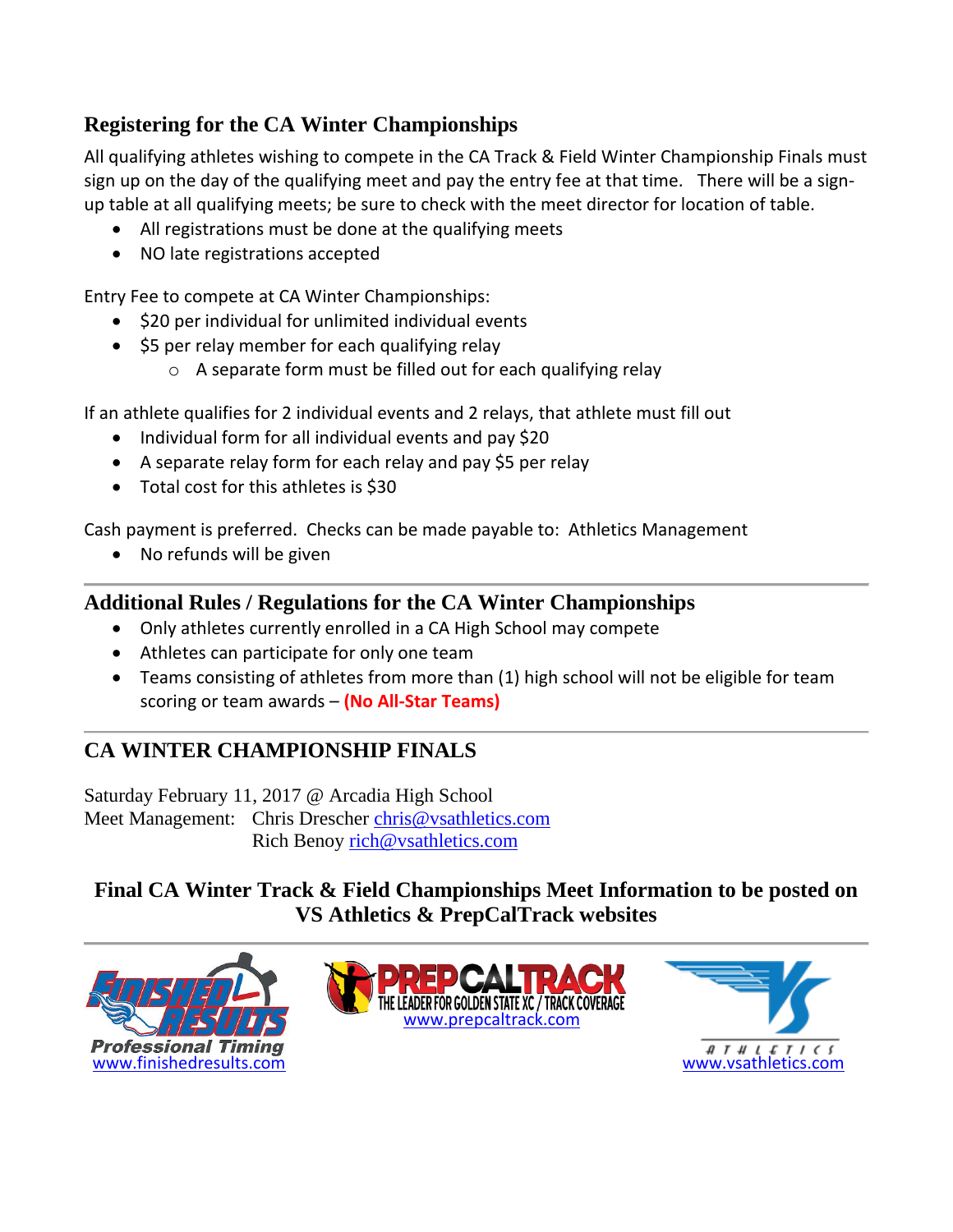## Registering for the CA Winter Championships

All qualifying athletes wishing to compete in the CA Track & Field Winter Championship Finals must sign up on the day of the qualifying meet and pay the entry fee at that time. There will be a sign-up table at all qualifying meets; be sure to check with the meet director for location of table.

- All registrations must be done at the qualifying meets
- NO late registrations accepted

Entry Fee to compete at CA Winter Championships:

- $20 per individual for unlimited individual events
- $5 per relay member for each qualifying relay
  - A separate form must be filled out for each qualifying relay

If an athlete qualifies for 2 individual events and 2 relays, that athlete must fill out

- Individual form for all individual events and pay $20
- A separate relay form for each relay and pay $5 per relay
- Total cost for this athletes is $30

Cash payment is preferred. Checks can be made payable to: Athletics Management

- No refunds will be given

---

## Additional Rules / Regulations for the CA Winter Championships

- Only athletes currently enrolled in a CA High School may compete
- Athletes can participate for only one team
- Teams consisting of athletes from more than (1) high school will not be eligible for team scoring or team awards – **(No All-Star Teams)**

---

## CA WINTER CHAMPIONSHIP FINALS

Saturday February 11, 2017 @ Arcadia High School

Meet Management: Chris Drescher chris@vsathletics.com
Rich Benoy rich@vsathletics.com

**Final CA Winter Track & Field Championships Meet Information to be posted on VS Athletics & PrepCalTrack websites**

---

FINISHED RESULTS Professional Timing
www.finishedresults.com

PREPCALTRACK THE LEADER FOR GOLDEN STATE XC / TRACK COVERAGE
www.prepcaltrack.com

VS ATHLETICS
www.vsathletics.com